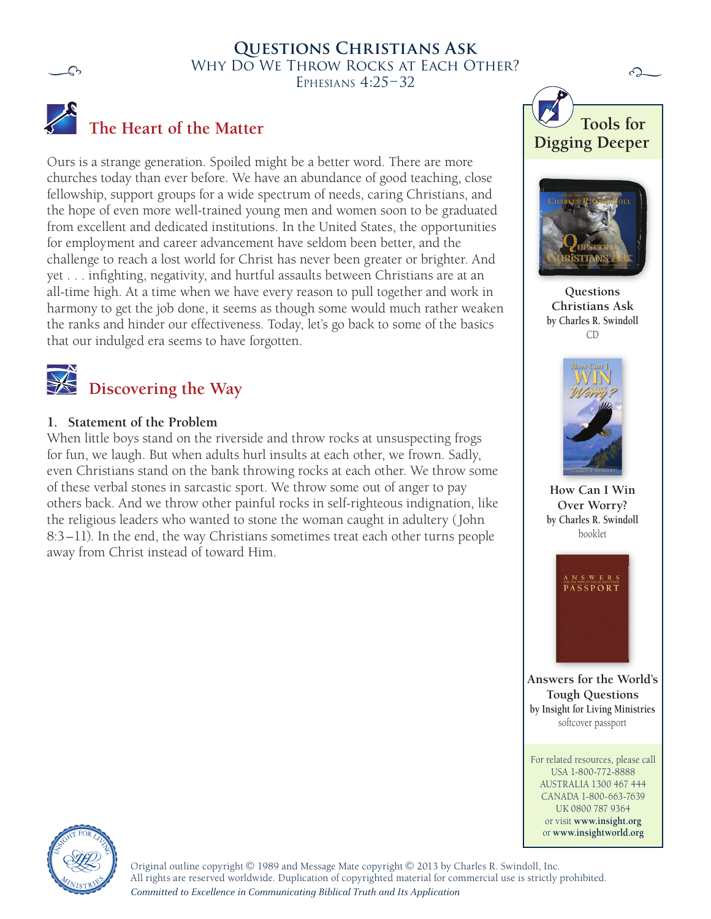# Questions Christians Ask

## Why Do We Throw Rocks at Each Other?

### Ephesians 4:25–32

## The Heart of the Matter

Ours is a strange generation. Spoiled might be a better word. There are more churches today than ever before. We have an abundance of good teaching, close fellowship, support groups for a wide spectrum of needs, caring Christians, and the hope of even more well-trained young men and women soon to be graduated from excellent and dedicated institutions. In the United States, the opportunities for employment and career advancement have seldom been better, and the challenge to reach a lost world for Christ has never been greater or brighter. And yet . . . infighting, negativity, and hurtful assaults between Christians are at an all-time high. At a time when we have every reason to pull together and work in harmony to get the job done, it seems as though some would much rather weaken the ranks and hinder our effectiveness. Today, let's go back to some of the basics that our indulged era seems to have forgotten.

## Discovering the Way

**1. Statement of the Problem**

When little boys stand on the riverside and throw rocks at unsuspecting frogs for fun, we laugh. But when adults hurl insults at each other, we frown. Sadly, even Christians stand on the bank throwing rocks at each other. We throw some of these verbal stones in sarcastic sport. We throw some out of anger to pay others back. And we throw other painful rocks in self-righteous indignation, like the religious leaders who wanted to stone the woman caught in adultery (John 8:3–11). In the end, the way Christians sometimes treat each other turns people away from Christ instead of toward Him.

## Tools for Digging Deeper

**Questions Christians Ask**
by Charles R. Swindoll
CD

**How Can I Win Over Worry?**
by Charles R. Swindoll
booklet

**Answers for the World's Tough Questions**
by Insight for Living Ministries
softcover passport

For related resources, please call
USA 1-800-772-8888
AUSTRALIA 1300 467 444
CANADA 1-800-663-7639
UK 0800 787 9364
or visit **www.insight.org**
or **www.insightworld.org**

Original outline copyright © 1989 and Message Mate copyright © 2013 by Charles R. Swindoll, Inc.
All rights are reserved worldwide. Duplication of copyrighted material for commercial use is strictly prohibited.
*Committed to Excellence in Communicating Biblical Truth and Its Application*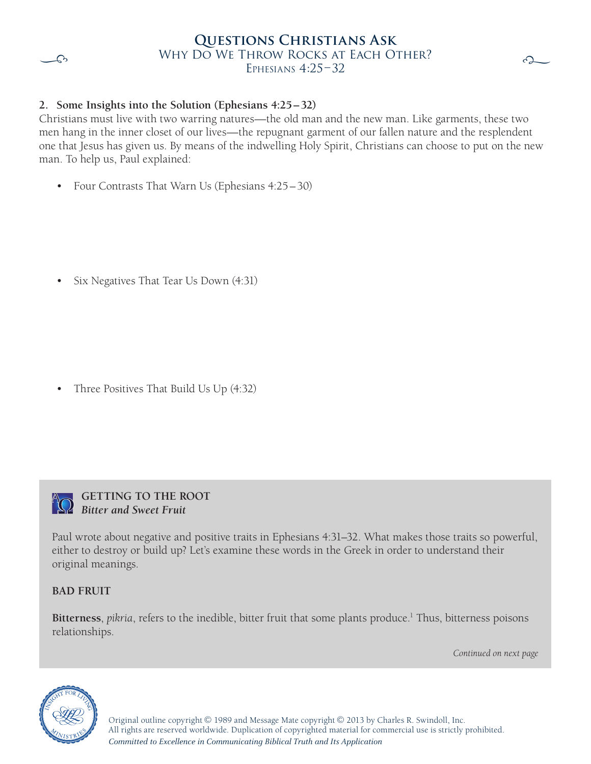**2. Some Insights into the Solution (Ephesians 4:25–32)**

Christians must live with two warring natures—the old man and the new man. Like garments, these two men hang in the inner closet of our lives—the repugnant garment of our fallen nature and the resplendent one that Jesus has given us. By means of the indwelling Holy Spirit, Christians can choose to put on the new man. To help us, Paul explained:

- Four Contrasts That Warn Us (Ephesians 4:25–30)

- Six Negatives That Tear Us Down (4:31)

- Three Positives That Build Us Up (4:32)

**GETTING TO THE ROOT**
***Bitter and Sweet Fruit***

Paul wrote about negative and positive traits in Ephesians 4:31–32. What makes those traits so powerful, either to destroy or build up? Let's examine these words in the Greek in order to understand their original meanings.

**BAD FRUIT**

**Bitterness**, *pikria*, refers to the inedible, bitter fruit that some plants produce.[1] Thus, bitterness poisons relationships.

*Continued on next page*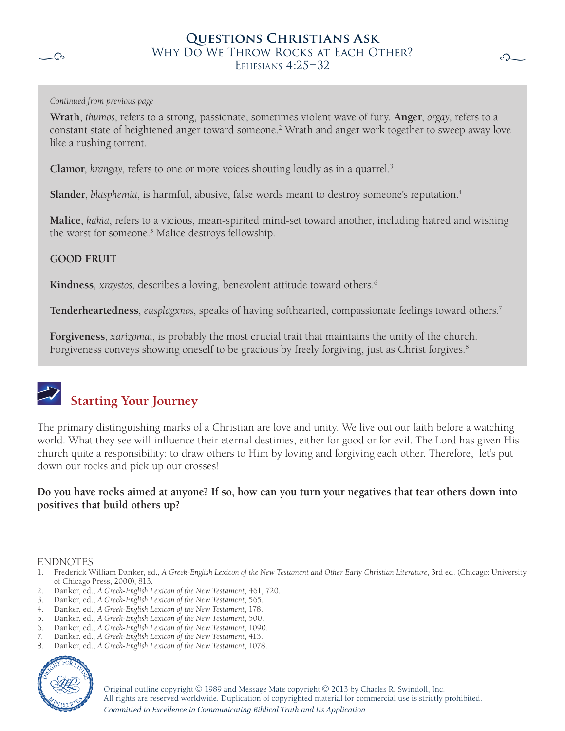*Continued from previous page*

**Wrath**, *thumos*, refers to a strong, passionate, sometimes violent wave of fury. **Anger**, *orgay*, refers to a constant state of heightened anger toward someone.[2] Wrath and anger work together to sweep away love like a rushing torrent.

**Clamor**, *krangay*, refers to one or more voices shouting loudly as in a quarrel.[3]

**Slander**, *blasphemia*, is harmful, abusive, false words meant to destroy someone's reputation.[4]

**Malice**, *kakia*, refers to a vicious, mean-spirited mind-set toward another, including hatred and wishing the worst for someone.[5] Malice destroys fellowship.

**GOOD FRUIT**

**Kindness**, *xraystos*, describes a loving, benevolent attitude toward others.[6]

**Tenderheartedness**, *eusplagxnos*, speaks of having softhearted, compassionate feelings toward others.[7]

**Forgiveness**, *xarizomai*, is probably the most crucial trait that maintains the unity of the church. Forgiveness conveys showing oneself to be gracious by freely forgiving, just as Christ forgives.[8]

## Starting Your Journey

The primary distinguishing marks of a Christian are love and unity. We live out our faith before a watching world. What they see will influence their eternal destinies, either for good or for evil. The Lord has given His church quite a responsibility: to draw others to Him by loving and forgiving each other. Therefore, let's put down our rocks and pick up our crosses!

**Do you have rocks aimed at anyone? If so, how can you turn your negatives that tear others down into positives that build others up?**

ENDNOTES

1. Frederick William Danker, ed., *A Greek-English Lexicon of the New Testament and Other Early Christian Literature*, 3rd ed. (Chicago: University of Chicago Press, 2000), 813.
2. Danker, ed., *A Greek-English Lexicon of the New Testament*, 461, 720.
3. Danker, ed., *A Greek-English Lexicon of the New Testament*, 565.
4. Danker, ed., *A Greek-English Lexicon of the New Testament*, 178.
5. Danker, ed., *A Greek-English Lexicon of the New Testament*, 500.
6. Danker, ed., *A Greek-English Lexicon of the New Testament*, 1090.
7. Danker, ed., *A Greek-English Lexicon of the New Testament*, 413.
8. Danker, ed., *A Greek-English Lexicon of the New Testament*, 1078.

Original outline copyright © 1989 and Message Mate copyright © 2013 by Charles R. Swindoll, Inc.
All rights are reserved worldwide. Duplication of copyrighted material for commercial use is strictly prohibited.
*Committed to Excellence in Communicating Biblical Truth and Its Application*